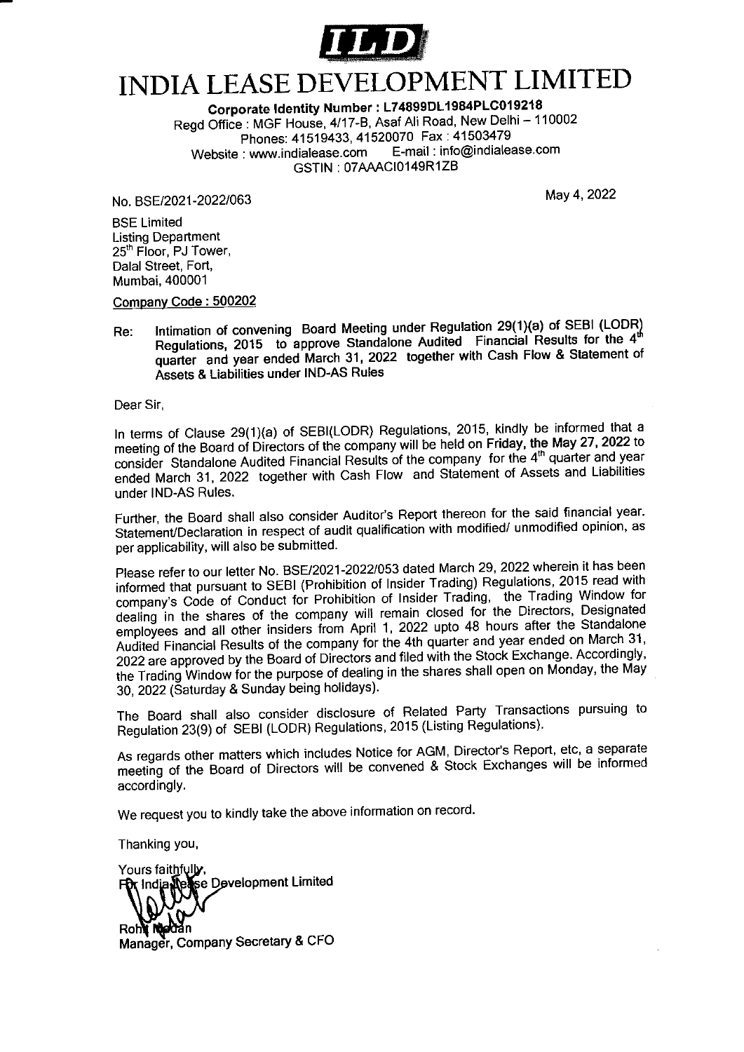# INDIA LEASE DEVELOPMENT LIMITED

**Corporate Identity Number : L74899DL1984PLC019218**
Regd Office : MGF House, 4/17-B, Asaf Ali Road, New Delhi – 110002
Phones: 41519433, 41520070 Fax : 41503479
Website : www.indialease.com E-mail : info@indialease.com
GSTIN : 07AAACI0149R1ZB

No. BSE/2021-2022/063

May 4, 2022

BSE Limited
Listing Department
25th Floor, PJ Tower,
Dalal Street, Fort,
Mumbai, 400001

Company Code : 500202

Re: Intimation of convening Board Meeting under Regulation 29(1)(a) of SEBI (LODR) Regulations, 2015 to approve Standalone Audited Financial Results for the 4th quarter and year ended March 31, 2022 together with Cash Flow & Statement of Assets & Liabilities under IND-AS Rules

Dear Sir,

In terms of Clause 29(1)(a) of SEBI(LODR) Regulations, 2015, kindly be informed that a meeting of the Board of Directors of the company will be held on **Friday, the May 27, 2022** to consider Standalone Audited Financial Results of the company for the 4th quarter and year ended March 31, 2022 together with Cash Flow and Statement of Assets and Liabilities under IND-AS Rules.

Further, the Board shall also consider Auditor's Report thereon for the said financial year. Statement/Declaration in respect of audit qualification with modified/ unmodified opinion, as per applicability, will also be submitted.

Please refer to our letter No. BSE/2021-2022/053 dated March 29, 2022 wherein it has been informed that pursuant to SEBI (Prohibition of Insider Trading) Regulations, 2015 read with company's Code of Conduct for Prohibition of Insider Trading, the Trading Window for dealing in the shares of the company will remain closed for the Directors, Designated employees and all other insiders from April 1, 2022 upto 48 hours after the Standalone Audited Financial Results of the company for the 4th quarter and year ended on March 31, 2022 are approved by the Board of Directors and filed with the Stock Exchange. Accordingly, the Trading Window for the purpose of dealing in the shares shall open on Monday, the May 30, 2022 (Saturday & Sunday being holidays).

The Board shall also consider disclosure of Related Party Transactions pursuing to Regulation 23(9) of SEBI (LODR) Regulations, 2015 (Listing Regulations).

As regards other matters which includes Notice for AGM, Director's Report, etc, a separate meeting of the Board of Directors will be convened & Stock Exchanges will be informed accordingly.

We request you to kindly take the above information on record.

Thanking you,

Yours faithfully,
For India Lease Development Limited

Rohit Madan
Manager, Company Secretary & CFO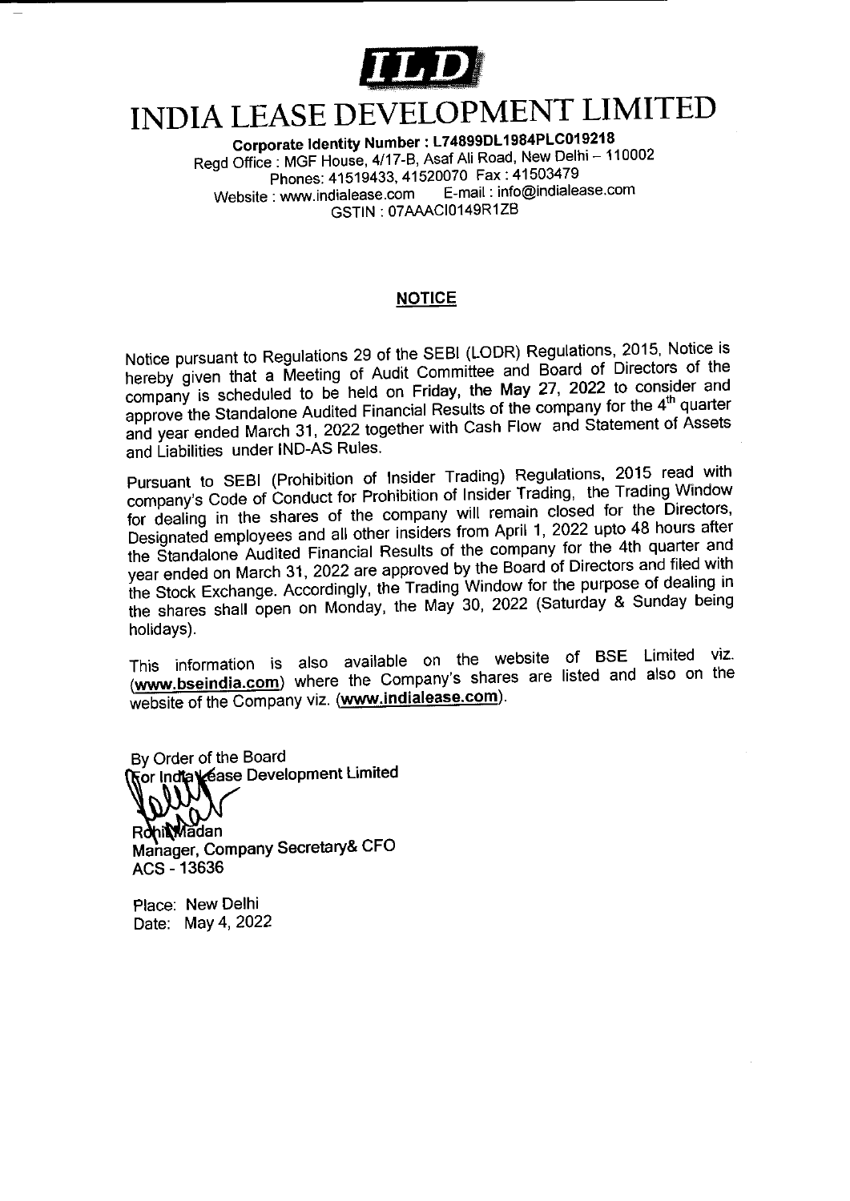**ILD**

# INDIA LEASE DEVELOPMENT LIMITED

**Corporate Identity Number : L74899DL1984PLC019218**
Regd Office : MGF House, 4/17-B, Asaf Ali Road, New Delhi – 110002
Phones: 41519433, 41520070 Fax : 41503479
Website : www.indialease.com E-mail : info@indialease.com
GSTIN : 07AAACI0149R1ZB

## NOTICE

Notice pursuant to Regulations 29 of the SEBI (LODR) Regulations, 2015, Notice is hereby given that a Meeting of Audit Committee and Board of Directors of the company is scheduled to be held on Friday, the May 27, 2022 to consider and approve the Standalone Audited Financial Results of the company for the 4th quarter and year ended March 31, 2022 together with Cash Flow and Statement of Assets and Liabilities under IND-AS Rules.

Pursuant to SEBI (Prohibition of Insider Trading) Regulations, 2015 read with company's Code of Conduct for Prohibition of Insider Trading, the Trading Window for dealing in the shares of the company will remain closed for the Directors, Designated employees and all other insiders from April 1, 2022 upto 48 hours after the Standalone Audited Financial Results of the company for the 4th quarter and year ended on March 31, 2022 are approved by the Board of Directors and filed with the Stock Exchange. Accordingly, the Trading Window for the purpose of dealing in the shares shall open on Monday, the May 30, 2022 (Saturday & Sunday being holidays).

This information is also available on the website of BSE Limited viz. (**www.bseindia.com**) where the Company's shares are listed and also on the website of the Company viz. (**www.indialease.com**).

By Order of the Board
**For India Lease Development Limited**

**Rohit Madan**
**Manager, Company Secretary& CFO**
**ACS - 13636**

Place: New Delhi
Date: May 4, 2022